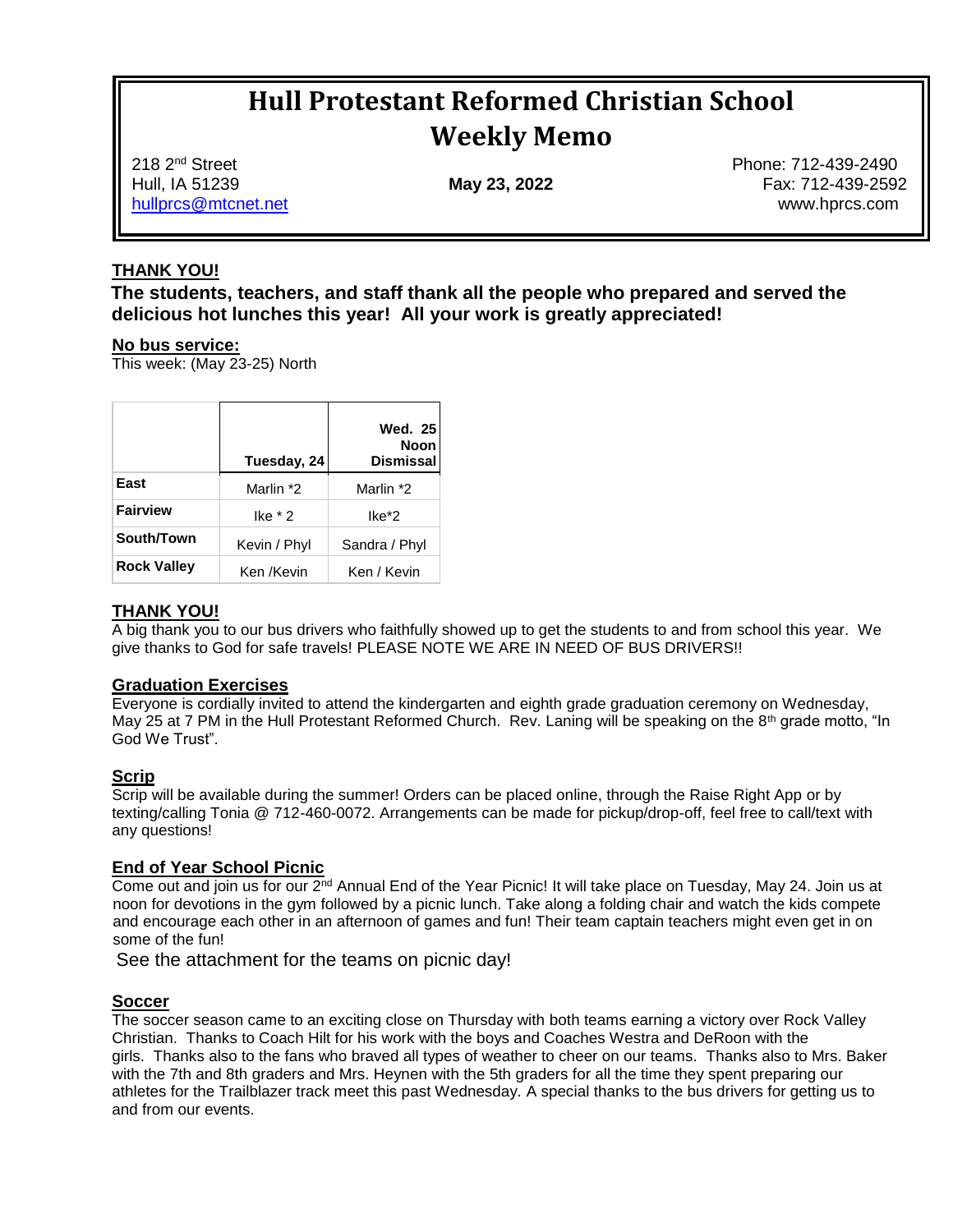# Hull Protestant Reformed Christian School Weekly Memo

218 2nd Street
Hull, IA 51239
hullprcs@mtcnet.net

**May 23, 2022**

Phone: 712-439-2490
Fax: 712-439-2592
www.hprcs.com

## THANK YOU!

**The students, teachers, and staff thank all the people who prepared and served the delicious hot lunches this year! All your work is greatly appreciated!**

### No bus service:

This week: (May 23-25) North

| | Tuesday, 24 | Wed. 25 Noon Dismissal |
|---|---|---|
| **East** | Marlin *2 | Marlin *2 |
| **Fairview** | Ike * 2 | Ike*2 |
| **South/Town** | Kevin / Phyl | Sandra / Phyl |
| **Rock Valley** | Ken /Kevin | Ken / Kevin |

## THANK YOU!

A big thank you to our bus drivers who faithfully showed up to get the students to and from school this year. We give thanks to God for safe travels! PLEASE NOTE WE ARE IN NEED OF BUS DRIVERS!!

### Graduation Exercises

Everyone is cordially invited to attend the kindergarten and eighth grade graduation ceremony on Wednesday, May 25 at 7 PM in the Hull Protestant Reformed Church. Rev. Laning will be speaking on the 8th grade motto, "In God We Trust".

### Scrip

Scrip will be available during the summer! Orders can be placed online, through the Raise Right App or by texting/calling Tonia @ 712-460-0072. Arrangements can be made for pickup/drop-off, feel free to call/text with any questions!

### End of Year School Picnic

Come out and join us for our 2nd Annual End of the Year Picnic! It will take place on Tuesday, May 24. Join us at noon for devotions in the gym followed by a picnic lunch. Take along a folding chair and watch the kids compete and encourage each other in an afternoon of games and fun! Their team captain teachers might even get in on some of the fun!

See the attachment for the teams on picnic day!

### Soccer

The soccer season came to an exciting close on Thursday with both teams earning a victory over Rock Valley Christian. Thanks to Coach Hilt for his work with the boys and Coaches Westra and DeRoon with the girls. Thanks also to the fans who braved all types of weather to cheer on our teams. Thanks also to Mrs. Baker with the 7th and 8th graders and Mrs. Heynen with the 5th graders for all the time they spent preparing our athletes for the Trailblazer track meet this past Wednesday. A special thanks to the bus drivers for getting us to and from our events.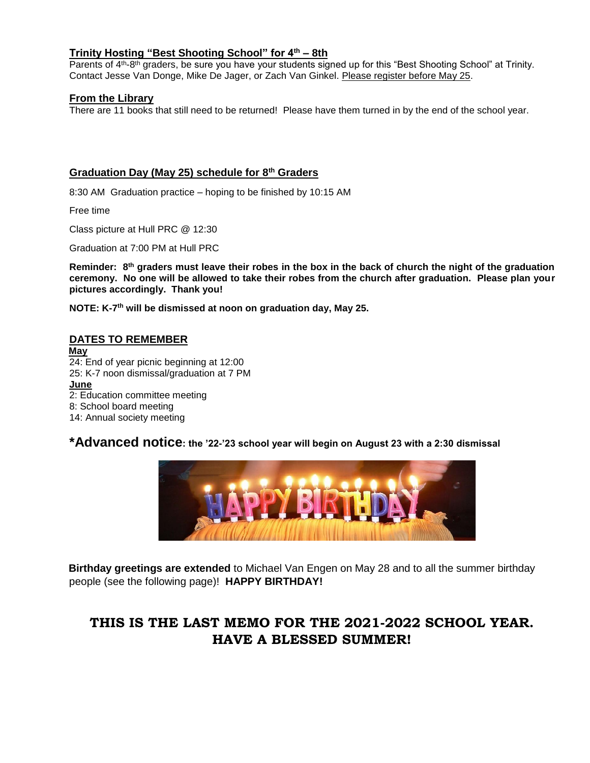### Trinity Hosting "Best Shooting School" for 4th – 8th

Parents of 4th-8th graders, be sure you have your students signed up for this "Best Shooting School" at Trinity. Contact Jesse Van Donge, Mike De Jager, or Zach Van Ginkel. Please register before May 25.

### From the Library

There are 11 books that still need to be returned! Please have them turned in by the end of the school year.

### Graduation Day (May 25) schedule for 8th Graders

8:30 AM Graduation practice – hoping to be finished by 10:15 AM

Free time

Class picture at Hull PRC @ 12:30

Graduation at 7:00 PM at Hull PRC

**Reminder: 8th graders must leave their robes in the box in the back of church the night of the graduation ceremony. No one will be allowed to take their robes from the church after graduation. Please plan your pictures accordingly. Thank you!**

**NOTE: K-7th will be dismissed at noon on graduation day, May 25.**

### DATES TO REMEMBER

**May**

24: End of year picnic beginning at 12:00
25: K-7 noon dismissal/graduation at 7 PM

**June**

2: Education committee meeting
8: School board meeting
14: Annual society meeting

**\*Advanced notice: the '22-'23 school year will begin on August 23 with a 2:30 dismissal**

**Birthday greetings are extended** to Michael Van Engen on May 28 and to all the summer birthday people (see the following page)! **HAPPY BIRTHDAY!**

## THIS IS THE LAST MEMO FOR THE 2021-2022 SCHOOL YEAR. HAVE A BLESSED SUMMER!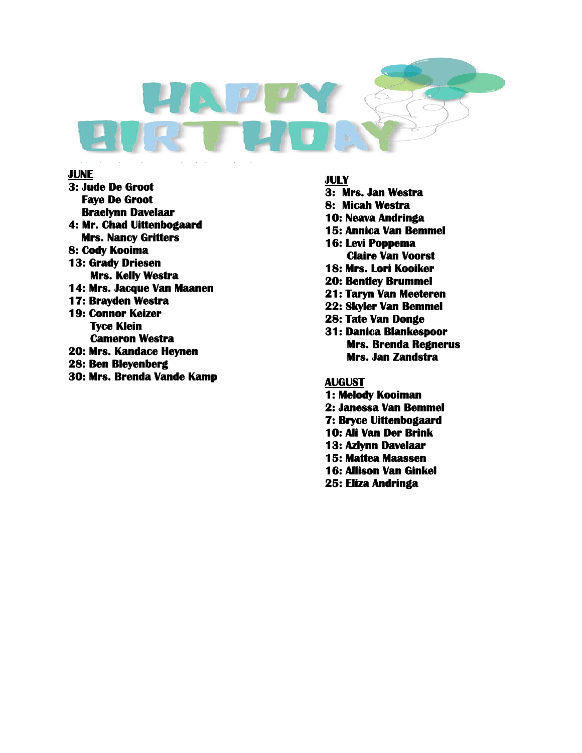# HAPPY BIRTHDAY

**JUNE**

**3: Jude De Groot**
**Faye De Groot**
**Braelynn Davelaar**
**4: Mr. Chad Uittenbogaard**
**Mrs. Nancy Gritters**
**8: Cody Kooima**
**13: Grady Driesen**
**Mrs. Kelly Westra**
**14: Mrs. Jacque Van Maanen**
**17: Brayden Westra**
**19: Connor Keizer**
**Tyce Klein**
**Cameron Westra**
**20: Mrs. Kandace Heynen**
**28: Ben Bleyenberg**
**30: Mrs. Brenda Vande Kamp**

**JULY**

**3: Mrs. Jan Westra**
**8: Micah Westra**
**10: Neava Andringa**
**15: Annica Van Bemmel**
**16: Levi Poppema**
**Claire Van Voorst**
**18: Mrs. Lori Kooiker**
**20: Bentley Brummel**
**21: Taryn Van Meeteren**
**22: Skyler Van Bemmel**
**28: Tate Van Donge**
**31: Danica Blankespoor**
**Mrs. Brenda Regnerus**
**Mrs. Jan Zandstra**

**AUGUST**

**1: Melody Kooiman**
**2: Janessa Van Bemmel**
**7: Bryce Uittenbogaard**
**10: Ali Van Der Brink**
**13: Azlynn Davelaar**
**15: Mattea Maassen**
**16: Allison Van Ginkel**
**25: Eliza Andringa**